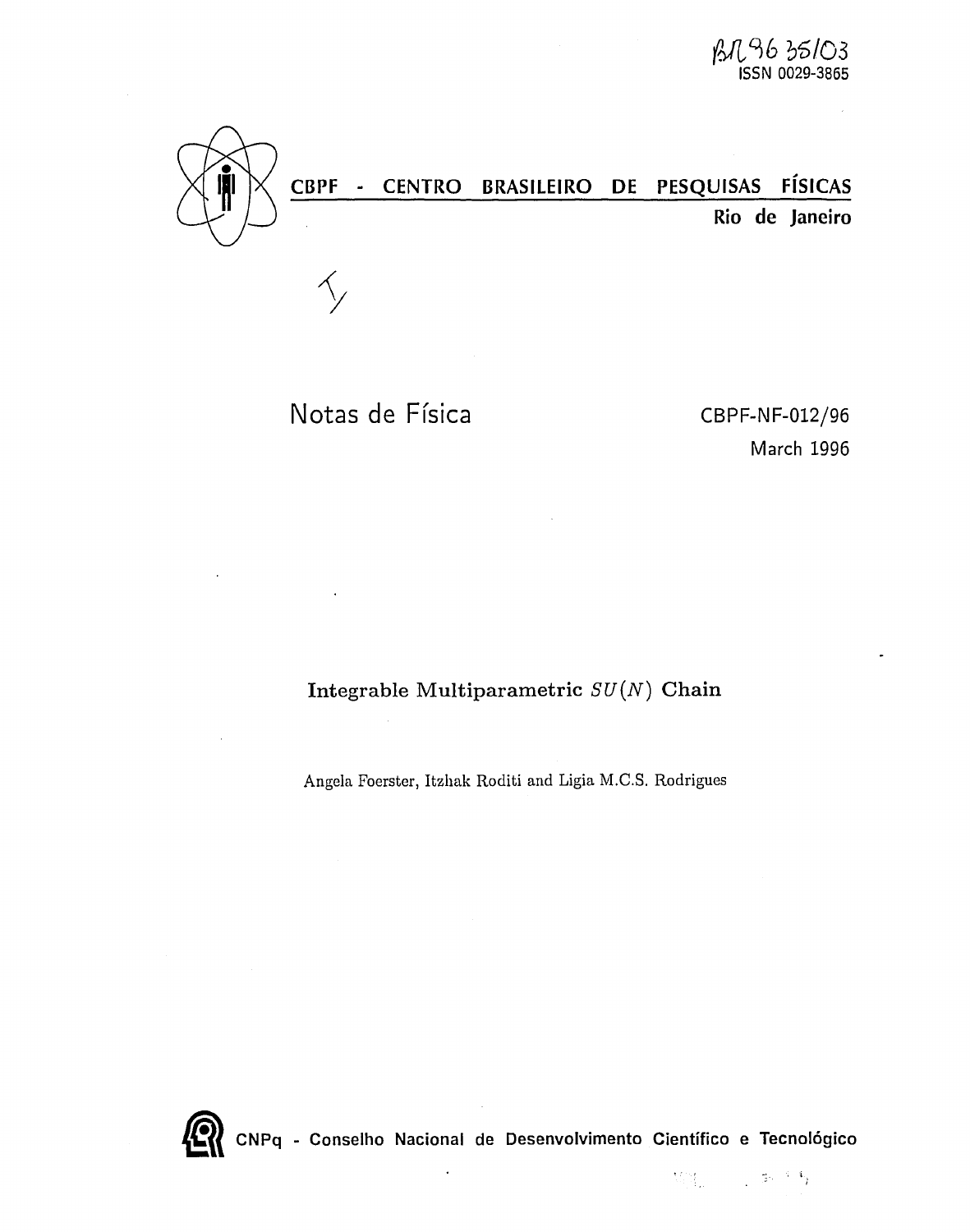BR9635103

ISSN 0029-3865

**CBPF - CENTRO BRASILEIRO DE PESQUISAS FÍSICAS**

**Rio de Janeiro**

# Notas de Física

CBPF-NF-012/96

March 1996

## Integrable Multiparametric $SU(N)$ Chain

Angela Foerster, Itzhak Roditi and Ligia M.C.S. Rodrigues

CNPq - Conselho Nacional de Desenvolvimento Científico e Tecnológico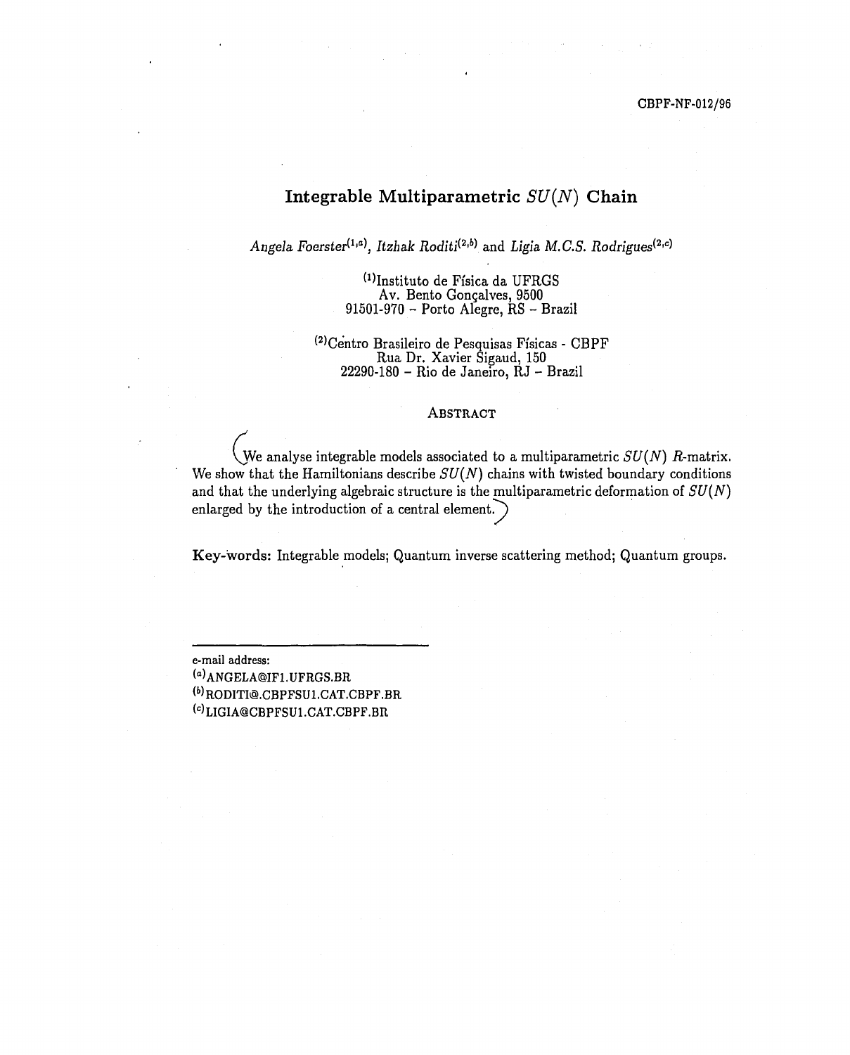CBPF-NF-012/96

# Integrable Multiparametric $SU(N)$ Chain

*Angela Foerster*[1,a], *Itzhak Roditi*[2,b] and *Ligia M.C.S. Rodrigues*[2,c]

[1]Instituto de Física da UFRGS
Av. Bento Gonçalves, 9500
91501-970 – Porto Alegre, RS – Brazil

[2]Centro Brasileiro de Pesquisas Físicas - CBPF
Rua Dr. Xavier Sigaud, 150
22290-180 – Rio de Janeiro, RJ – Brazil

## Abstract

We analyse integrable models associated to a multiparametric $SU(N)$ $R$-matrix. We show that the Hamiltonians describe $SU(N)$ chains with twisted boundary conditions and that the underlying algebraic structure is the multiparametric deformation of $SU(N)$ enlarged by the introduction of a central element.

**Key-words:** Integrable models; Quantum inverse scattering method; Quantum groups.

---

e-mail address:
[a]ANGELA@IF1.UFRGS.BR
[b]RODITI@.CBPFSU1.CAT.CBPF.BR
[c]LIGIA@CBPFSU1.CAT.CBPF.BR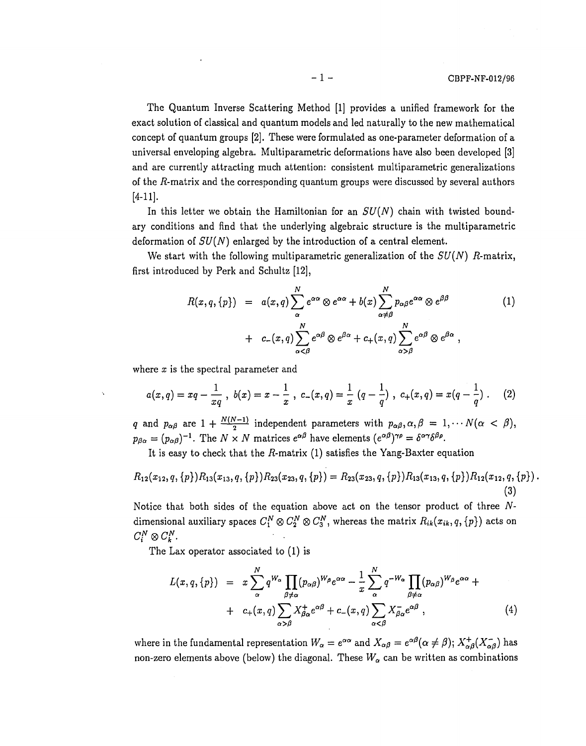The Quantum Inverse Scattering Method [1] provides a unified framework for the exact solution of classical and quantum models and led naturally to the new mathematical concept of quantum groups [2]. These were formulated as one-parameter deformation of a universal enveloping algebra. Multiparametric deformations have also been developed [3] and are currently attracting much attention: consistent multiparametric generalizations of the $R$-matrix and the corresponding quantum groups were discussed by several authors [4-11].

In this letter we obtain the Hamiltonian for an $SU(N)$ chain with twisted boundary conditions and find that the underlying algebraic structure is the multiparametric deformation of $SU(N)$ enlarged by the introduction of a central element.

We start with the following multiparametric generalization of the $SU(N)$ $R$-matrix, first introduced by Perk and Schultz [12],

$$
\begin{aligned}
R(x,q,\{p\}) &= a(x,q)\sum_{\alpha}^{N} e^{\alpha\alpha}\otimes e^{\alpha\alpha} + b(x)\sum_{\alpha\neq\beta}^{N} p_{\alpha\beta}e^{\alpha\alpha}\otimes e^{\beta\beta} \\
&+ c_{-}(x,q)\sum_{\alpha<\beta}^{N} e^{\alpha\beta}\otimes e^{\beta\alpha} + c_{+}(x,q)\sum_{\alpha>\beta}^{N} e^{\alpha\beta}\otimes e^{\beta\alpha} ,
\end{aligned} \tag{1}
$$

where $x$ is the spectral parameter and

$$
a(x,q) = xq - \frac{1}{xq}\ ,\ b(x) = x - \frac{1}{x}\ ,\ c_{-}(x,q) = \frac{1}{x}\,(q - \frac{1}{q})\ ,\ c_{+}(x,q) = x(q - \frac{1}{q})\ . \tag{2}
$$

$q$ and $p_{\alpha\beta}$ are $1 + \frac{N(N-1)}{2}$ independent parameters with $p_{\alpha\beta}, \alpha,\beta = 1,\cdots N(\alpha < \beta)$, $p_{\beta\alpha} = (p_{\alpha\beta})^{-1}$. The $N\times N$ matrices $e^{\alpha\beta}$ have elements $(e^{\alpha\beta})^{\gamma\rho} = \delta^{\alpha\gamma}\delta^{\beta\rho}$.

It is easy to check that the $R$-matrix (1) satisfies the Yang-Baxter equation

$$
R_{12}(x_{12},q,\{p\})R_{13}(x_{13},q,\{p\})R_{23}(x_{23},q,\{p\}) = R_{23}(x_{23},q,\{p\})R_{13}(x_{13},q,\{p\})R_{12}(x_{12},q,\{p\})\ . \tag{3}
$$

Notice that both sides of the equation above act on the tensor product of three $N$-dimensional auxiliary spaces $C_1^N\otimes C_2^N\otimes C_3^N$, whereas the matrix $R_{ik}(x_{ik},q,\{p\})$ acts on $C_i^N\otimes C_k^N$.

The Lax operator associated to (1) is

$$
\begin{aligned}
L(x,q,\{p\}) &= x\sum_{\alpha}^{N} q^{W_\alpha}\prod_{\beta\neq\alpha}(p_{\alpha\beta})^{W_\beta}e^{\alpha\alpha} - \frac{1}{x}\sum_{\alpha}^{N} q^{-W_\alpha}\prod_{\beta\neq\alpha}(p_{\alpha\beta})^{W_\beta}e^{\alpha\alpha} + \\
&+ c_{+}(x,q)\sum_{\alpha>\beta} X_{\beta\alpha}^{+}e^{\alpha\beta} + c_{-}(x,q)\sum_{\alpha<\beta} X_{\beta\alpha}^{-}e^{\alpha\beta}\ ,
\end{aligned} \tag{4}
$$

where in the fundamental representation $W_\alpha = e^{\alpha\alpha}$ and $X_{\alpha\beta} = e^{\alpha\beta}(\alpha\neq\beta)$; $X_{\alpha\beta}^{+}(X_{\alpha\beta}^{-})$ has non-zero elements above (below) the diagonal. These $W_\alpha$ can be written as combinations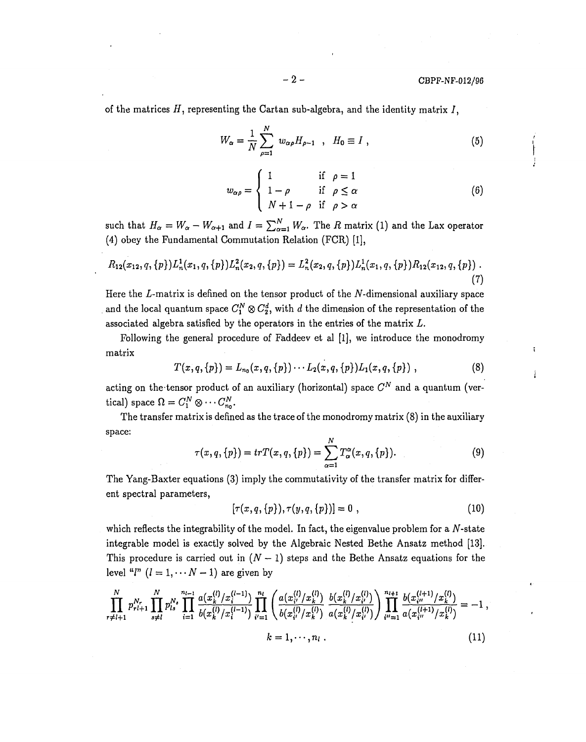of the matrices $H$, representing the Cartan sub-algebra, and the identity matrix $I$,

$$W_\alpha = \frac{1}{N}\sum_{\rho=1}^{N} w_{\alpha\rho} H_{\rho-1} \quad , \quad H_0 \equiv I \; , \tag{5}$$

$$w_{\alpha\rho} = \begin{cases} 1 & \text{if} \;\; \rho = 1 \\ 1-\rho & \text{if} \;\; \rho \leq \alpha \\ N+1-\rho & \text{if} \;\; \rho > \alpha \end{cases} \tag{6}$$

such that $H_\alpha = W_\alpha - W_{\alpha+1}$ and $I = \sum_{\alpha=1}^{N} W_\alpha$. The $R$ matrix (1) and the Lax operator (4) obey the Fundamental Commutation Relation (FCR) [1],

$$R_{12}(x_{12},q,\{p\})L_n^1(x_1,q,\{p\})L_n^2(x_2,q,\{p\}) = L_n^2(x_2,q,\{p\})L_n^1(x_1,q,\{p\})R_{12}(x_{12},q,\{p\}) \; . \tag{7}$$

Here the $L$-matrix is defined on the tensor product of the $N$-dimensional auxiliary space and the local quantum space $C_1^N \otimes C_2^d$, with $d$ the dimension of the representation of the associated algebra satisfied by the operators in the entries of the matrix $L$.

Following the general procedure of Faddeev et al [1], we introduce the monodromy matrix

$$T(x,q,\{p\}) = L_{n_0}(x,q,\{p\}) \cdots L_2(x,q,\{p\})L_1(x,q,\{p\}) \; , \tag{8}$$

acting on the tensor product of an auxiliary (horizontal) space $C^N$ and a quantum (vertical) space $\Omega = C_1^N \otimes \cdots C_{n_0}^N$.

The transfer matrix is defined as the trace of the monodromy matrix (8) in the auxiliary space:

$$\tau(x,q,\{p\}) = trT(x,q,\{p\}) = \sum_{\alpha=1}^{N} T_\alpha^\alpha(x,q,\{p\}). \tag{9}$$

The Yang-Baxter equations (3) imply the commutativity of the transfer matrix for different spectral parameters,

$$[\tau(x,q,\{p\}),\tau(y,q,\{p\})] = 0 \; , \tag{10}$$

which reflects the integrability of the model. In fact, the eigenvalue problem for a $N$-state integrable model is exactly solved by the Algebraic Nested Bethe Ansatz method [13]. This procedure is carried out in $(N-1)$ steps and the Bethe Ansatz equations for the level "$l$" ($l = 1, \cdots N-1$) are given by

$$\prod_{r \neq l+1}^{N} p_{rl+1}^{N_r} \prod_{s \neq l}^{N} p_{ls}^{N_s} \prod_{i=1}^{n_{l-1}} \frac{a(x_k^{(l)}/x_i^{(l-1)})}{b(x_k^{(l)}/x_i^{(l-1)})} \prod_{i'=1}^{n_l} \left( \frac{a(x_{i'}^{(l)}/x_k^{(l)})}{b(x_{i'}^{(l)}/x_k^{(l)})} \frac{b(x_k^{(l)}/x_{i'}^{(l)})}{a(x_k^{(l)}/x_{i'}^{(l)})} \right) \prod_{i''=1}^{n_{l+1}} \frac{b(x_{i''}^{(l+1)}/x_k^{(l)})}{a(x_{i''}^{(l+1)}/x_k^{(l)})} = -1 \; ,$$

$$k = 1, \cdots, n_l \; . \tag{11}$$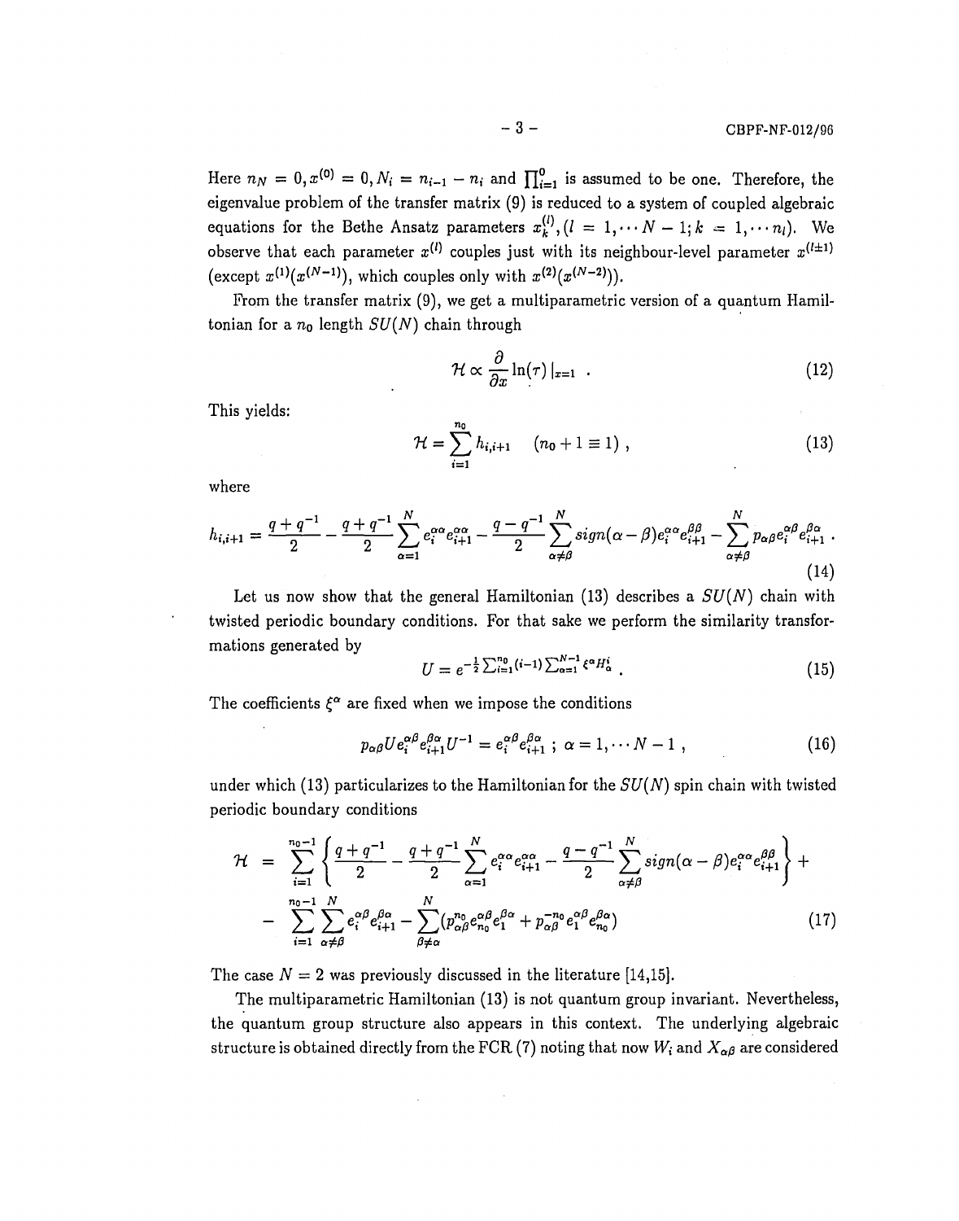Here $n_N = 0, x^{(0)} = 0, N_i = n_{i-1} - n_i$ and $\prod_{i=1}^{0}$ is assumed to be one. Therefore, the eigenvalue problem of the transfer matrix (9) is reduced to a system of coupled algebraic equations for the Bethe Ansatz parameters $x_k^{(l)}, (l = 1, \cdots N-1; k = 1, \cdots n_l)$. We observe that each parameter $x^{(l)}$ couples just with its neighbour-level parameter $x^{(l\pm 1)}$ (except $x^{(1)}(x^{(N-1)})$, which couples only with $x^{(2)}(x^{(N-2)})$).

From the transfer matrix (9), we get a multiparametric version of a quantum Hamiltonian for a $n_0$ length $SU(N)$ chain through

$$\mathcal{H} \propto \frac{\partial}{\partial x} \ln(\tau) \mid_{x=1} \ . \tag{12}$$

This yields:

$$\mathcal{H} = \sum_{i=1}^{n_0} h_{i,i+1} \quad (n_0 + 1 \equiv 1) \ , \tag{13}$$

where

$$h_{i,i+1} = \frac{q+q^{-1}}{2} - \frac{q+q^{-1}}{2} \sum_{\alpha=1}^{N} e_i^{\alpha\alpha} e_{i+1}^{\alpha\alpha} - \frac{q-q^{-1}}{2} \sum_{\alpha \neq \beta}^{N} sign(\alpha - \beta) e_i^{\alpha\alpha} e_{i+1}^{\beta\beta} - \sum_{\alpha \neq \beta}^{N} p_{\alpha\beta} e_i^{\alpha\beta} e_{i+1}^{\beta\alpha} \ . \tag{14}$$

Let us now show that the general Hamiltonian (13) describes a $SU(N)$ chain with twisted periodic boundary conditions. For that sake we perform the similarity transformations generated by

$$U = e^{-\frac{1}{2} \sum_{i=1}^{n_0} (i-1) \sum_{\alpha=1}^{N-1} \xi^\alpha H_\alpha^i} \ . \tag{15}$$

The coefficients $\xi^\alpha$ are fixed when we impose the conditions

$$p_{\alpha\beta} U e_i^{\alpha\beta} e_{i+1}^{\beta\alpha} U^{-1} = e_i^{\alpha\beta} e_{i+1}^{\beta\alpha} \ ; \ \alpha = 1, \cdots N-1 \ , \tag{16}$$

under which (13) particularizes to the Hamiltonian for the $SU(N)$ spin chain with twisted periodic boundary conditions

$$\begin{aligned}
\mathcal{H} &= \sum_{i=1}^{n_0-1} \left\{ \frac{q+q^{-1}}{2} - \frac{q+q^{-1}}{2} \sum_{\alpha=1}^{N} e_i^{\alpha\alpha} e_{i+1}^{\alpha\alpha} - \frac{q-q^{-1}}{2} \sum_{\alpha \neq \beta}^{N} sign(\alpha - \beta) e_i^{\alpha\alpha} e_{i+1}^{\beta\beta} \right\} + \\
&- \sum_{i=1}^{n_0-1} \sum_{\alpha \neq \beta}^{N} e_i^{\alpha\beta} e_{i+1}^{\beta\alpha} - \sum_{\beta \neq \alpha}^{N} (p_{\alpha\beta}^{n_0} e_{n_0}^{\alpha\beta} e_1^{\beta\alpha} + p_{\alpha\beta}^{-n_0} e_1^{\alpha\beta} e_{n_0}^{\beta\alpha})
\end{aligned} \tag{17}$$

The case $N = 2$ was previously discussed in the literature [14,15].

The multiparametric Hamiltonian (13) is not quantum group invariant. Nevertheless, the quantum group structure also appears in this context. The underlying algebraic structure is obtained directly from the FCR (7) noting that now $W_i$ and $X_{\alpha\beta}$ are considered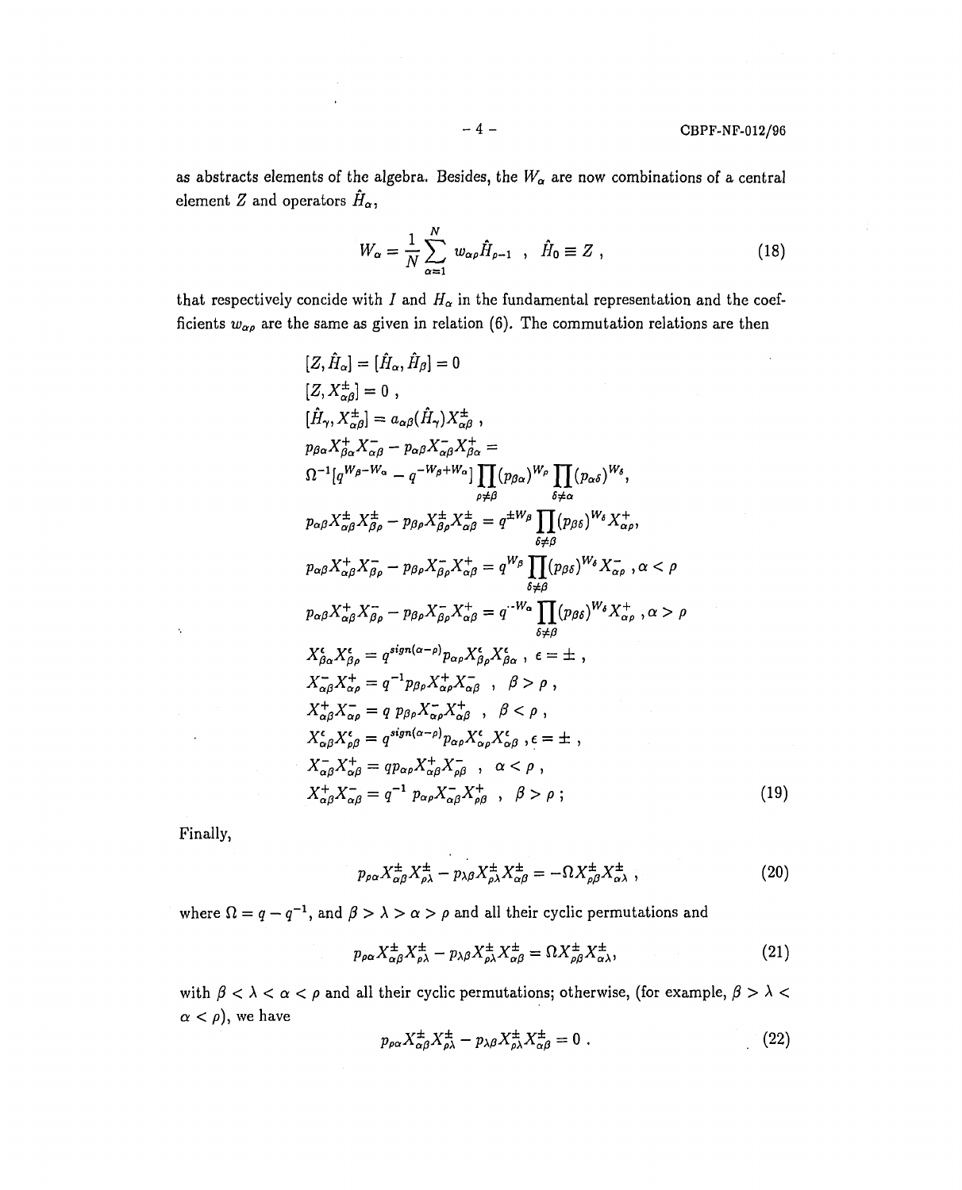as abstracts elements of the algebra. Besides, the $W_\alpha$ are now combinations of a central element $Z$ and operators $\hat{H}_\alpha$,

$$
W_\alpha = \frac{1}{N}\sum_{\alpha=1}^{N} w_{\alpha\rho}\hat{H}_{\rho-1} \ , \ \ \hat{H}_0 \equiv Z \ , \tag{18}
$$

that respectively concide with $I$ and $H_\alpha$ in the fundamental representation and the coefficients $w_{\alpha\rho}$ are the same as given in relation (6). The commutation relations are then

$$
\begin{aligned}
&[Z,\hat{H}_\alpha] = [\hat{H}_\alpha,\hat{H}_\beta] = 0 \\
&[Z, X^{\pm}_{\alpha\beta}] = 0 \ , \\
&[\hat{H}_\gamma, X^{\pm}_{\alpha\beta}] = a_{\alpha\beta}(\hat{H}_\gamma) X^{\pm}_{\alpha\beta} \ , \\
&p_{\beta\alpha} X^{+}_{\beta\alpha} X^{-}_{\alpha\beta} - p_{\alpha\beta} X^{-}_{\alpha\beta} X^{+}_{\beta\alpha} = \\
&\Omega^{-1}[q^{W_\beta - W_\alpha} - q^{-W_\beta + W_\alpha}] \prod_{\rho\neq\beta}(p_{\beta\alpha})^{W_\rho} \prod_{\delta\neq\alpha}(p_{\alpha\delta})^{W_\delta}, \\
&p_{\alpha\beta} X^{\pm}_{\alpha\beta} X^{\pm}_{\beta\rho} - p_{\beta\rho} X^{\pm}_{\beta\rho} X^{\pm}_{\alpha\beta} = q^{\pm W_\beta} \prod_{\delta\neq\beta}(p_{\beta\delta})^{W_\delta} X^{+}_{\alpha\rho}, \\
&p_{\alpha\beta} X^{+}_{\alpha\beta} X^{-}_{\beta\rho} - p_{\beta\rho} X^{-}_{\beta\rho} X^{+}_{\alpha\beta} = q^{W_\beta} \prod_{\delta\neq\beta}(p_{\beta\delta})^{W_\delta} X^{-}_{\alpha\rho} \ , \alpha < \rho \\
&p_{\alpha\beta} X^{+}_{\alpha\beta} X^{-}_{\beta\rho} - p_{\beta\rho} X^{-}_{\beta\rho} X^{+}_{\alpha\beta} = q^{-W_\alpha} \prod_{\delta\neq\beta}(p_{\beta\delta})^{W_\delta} X^{+}_{\alpha\rho} \ , \alpha > \rho \\
&X^{\epsilon}_{\beta\alpha} X^{\epsilon}_{\beta\rho} = q^{sign(\alpha-\rho)} p_{\alpha\rho} X^{\epsilon}_{\beta\rho} X^{\epsilon}_{\beta\alpha} \ , \ \epsilon = \pm \ , \\
&X^{-}_{\alpha\beta} X^{+}_{\alpha\rho} = q^{-1} p_{\beta\rho} X^{+}_{\alpha\rho} X^{-}_{\alpha\beta} \ \ , \ \ \beta > \rho \ , \\
&X^{+}_{\alpha\beta} X^{-}_{\alpha\rho} = q \ p_{\beta\rho} X^{-}_{\alpha\rho} X^{+}_{\alpha\beta} \ \ , \ \ \beta < \rho \ , \\
&X^{\epsilon}_{\alpha\beta} X^{\epsilon}_{\rho\beta} = q^{sign(\alpha-\rho)} p_{\alpha\rho} X^{\epsilon}_{\alpha\rho} X^{\epsilon}_{\alpha\beta} \ , \epsilon = \pm \ , \\
&X^{-}_{\alpha\beta} X^{+}_{\alpha\beta} = q p_{\alpha\rho} X^{+}_{\alpha\beta} X^{-}_{\rho\beta} \ \ , \ \ \alpha < \rho \ , \\
&X^{+}_{\alpha\beta} X^{-}_{\alpha\beta} = q^{-1} \ p_{\alpha\rho} X^{-}_{\alpha\beta} X^{+}_{\rho\beta} \ \ , \ \ \beta > \rho \ ;
\end{aligned} \tag{19}
$$

Finally,

$$
p_{\rho\alpha} X^{\pm}_{\alpha\beta} X^{\pm}_{\rho\lambda} - p_{\lambda\beta} X^{\pm}_{\rho\lambda} X^{\pm}_{\alpha\beta} = -\Omega X^{\pm}_{\rho\beta} X^{\pm}_{\alpha\lambda} \ , \tag{20}
$$

where $\Omega = q - q^{-1}$, and $\beta > \lambda > \alpha > \rho$ and all their cyclic permutations and

$$
p_{\rho\alpha} X^{\pm}_{\alpha\beta} X^{\pm}_{\rho\lambda} - p_{\lambda\beta} X^{\pm}_{\rho\lambda} X^{\pm}_{\alpha\beta} = \Omega X^{\pm}_{\rho\beta} X^{\pm}_{\alpha\lambda}, \tag{21}
$$

with $\beta < \lambda < \alpha < \rho$ and all their cyclic permutations; otherwise, (for example, $\beta > \lambda < \alpha < \rho$), we have

$$
p_{\rho\alpha} X^{\pm}_{\alpha\beta} X^{\pm}_{\rho\lambda} - p_{\lambda\beta} X^{\pm}_{\rho\lambda} X^{\pm}_{\alpha\beta} = 0 \ . \tag{22}
$$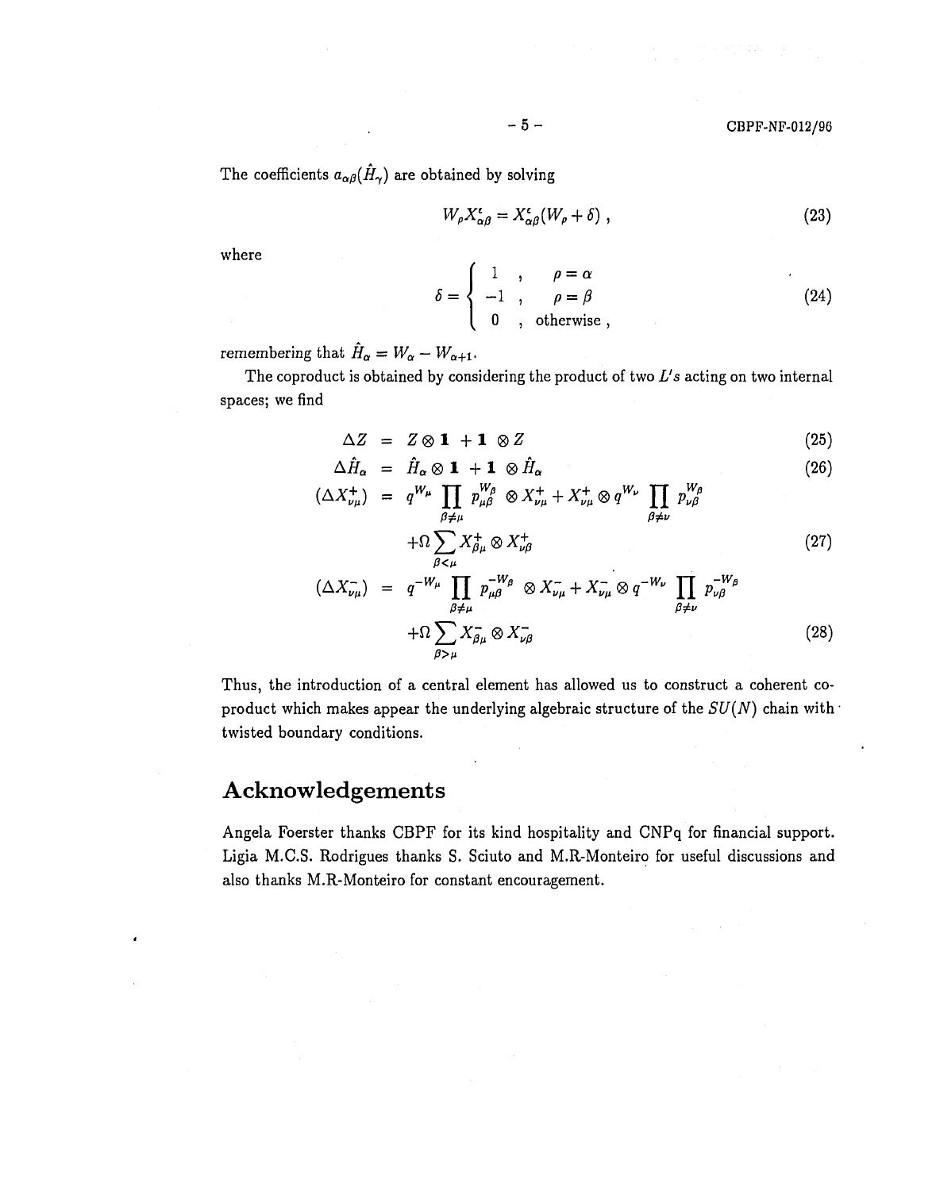The coefficients $a_{\alpha\beta}(\hat{H}_\gamma)$ are obtained by solving

$$W_\rho X^\epsilon_{\alpha\beta} = X^\epsilon_{\alpha\beta}(W_\rho + \delta) \,, \tag{23}$$

where

$$\delta = \begin{cases} 1 \,, & \rho = \alpha \\ -1 \,, & \rho = \beta \\ 0 \,, & \text{otherwise} \,, \end{cases} \tag{24}$$

remembering that $\hat{H}_\alpha = W_\alpha - W_{\alpha+1}$.

The coproduct is obtained by considering the product of two $L's$ acting on two internal spaces; we find

$$\Delta Z = Z \otimes \mathbf{1} + \mathbf{1} \otimes Z \tag{25}$$

$$\Delta \hat{H}_\alpha = \hat{H}_\alpha \otimes \mathbf{1} + \mathbf{1} \otimes \hat{H}_\alpha \tag{26}$$

$$(\Delta X^+_{\nu\mu}) = q^{W_\mu} \prod_{\beta \neq \mu} p_{\mu\beta}^{W_\beta} \otimes X^+_{\nu\mu} + X^+_{\nu\mu} \otimes q^{W_\nu} \prod_{\beta \neq \nu} p_{\nu\beta}^{W_\beta} + \Omega \sum_{\beta < \mu} X^+_{\beta\mu} \otimes X^+_{\nu\beta} \tag{27}$$

$$(\Delta X^-_{\nu\mu}) = q^{-W_\mu} \prod_{\beta \neq \mu} p_{\mu\beta}^{-W_\beta} \otimes X^-_{\nu\mu} + X^-_{\nu\mu} \otimes q^{-W_\nu} \prod_{\beta \neq \nu} p_{\nu\beta}^{-W_\beta} + \Omega \sum_{\beta > \mu} X^-_{\beta\mu} \otimes X^-_{\nu\beta} \tag{28}$$

Thus, the introduction of a central element has allowed us to construct a coherent coproduct which makes appear the underlying algebraic structure of the $SU(N)$ chain with twisted boundary conditions.

## Acknowledgements

Angela Foerster thanks CBPF for its kind hospitality and CNPq for financial support. Ligia M.C.S. Rodrigues thanks S. Sciuto and M.R-Monteiro for useful discussions and also thanks M.R-Monteiro for constant encouragement.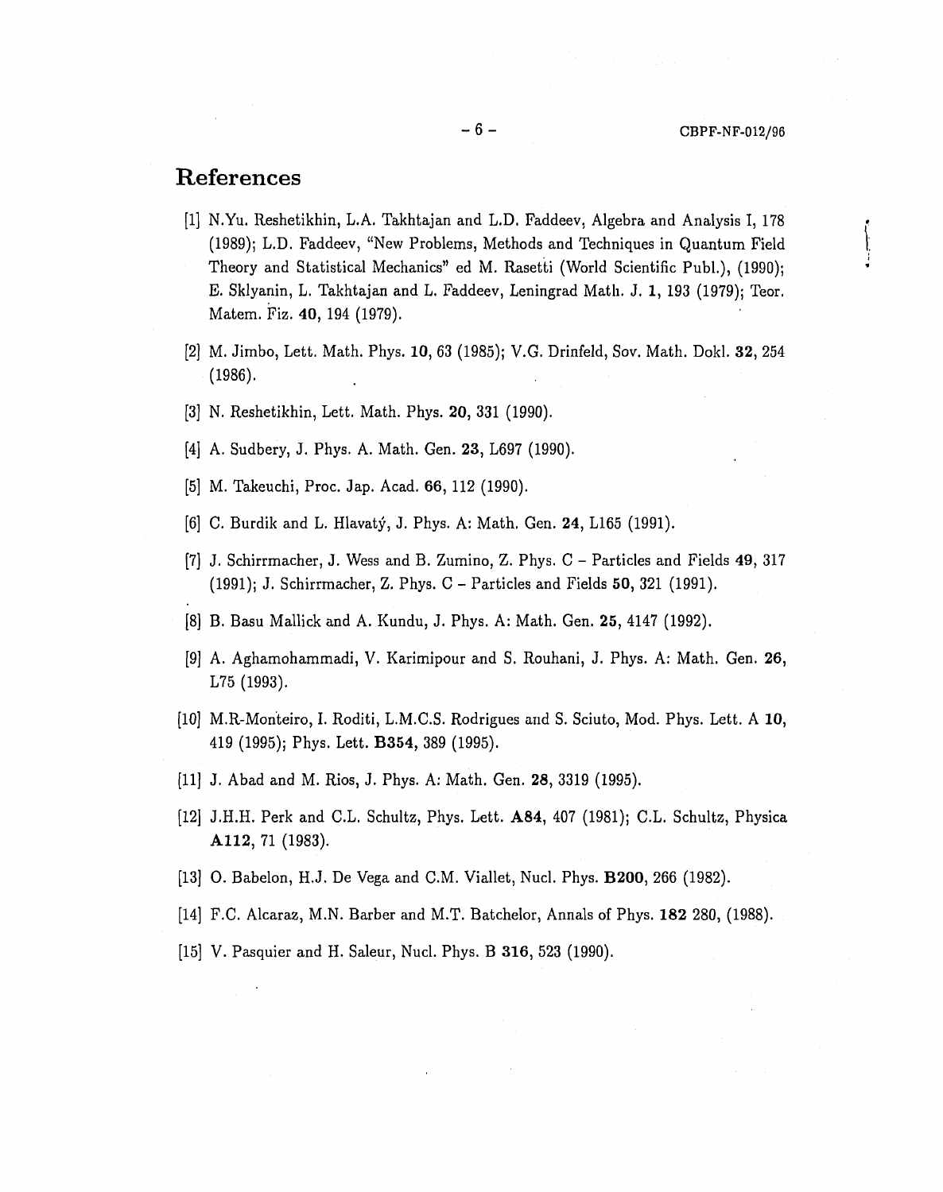# References

[1] N.Yu. Reshetikhin, L.A. Takhtajan and L.D. Faddeev, Algebra and Analysis I, 178 (1989); L.D. Faddeev, "New Problems, Methods and Techniques in Quantum Field Theory and Statistical Mechanics" ed M. Rasetti (World Scientific Publ.), (1990); E. Sklyanin, L. Takhtajan and L. Faddeev, Leningrad Math. J. **1**, 193 (1979); Teor. Matem. Fiz. **40**, 194 (1979).

[2] M. Jimbo, Lett. Math. Phys. **10**, 63 (1985); V.G. Drinfeld, Sov. Math. Dokl. **32**, 254 (1986).

[3] N. Reshetikhin, Lett. Math. Phys. **20**, 331 (1990).

[4] A. Sudbery, J. Phys. A. Math. Gen. **23**, L697 (1990).

[5] M. Takeuchi, Proc. Jap. Acad. **66**, 112 (1990).

[6] C. Burdik and L. Hlavatý, J. Phys. A: Math. Gen. **24**, L165 (1991).

[7] J. Schirrmacher, J. Wess and B. Zumino, Z. Phys. C – Particles and Fields **49**, 317 (1991); J. Schirrmacher, Z. Phys. C – Particles and Fields **50**, 321 (1991).

[8] B. Basu Mallick and A. Kundu, J. Phys. A: Math. Gen. **25**, 4147 (1992).

[9] A. Aghamohammadi, V. Karimipour and S. Rouhani, J. Phys. A: Math. Gen. **26**, L75 (1993).

[10] M.R-Monteiro, I. Roditi, L.M.C.S. Rodrigues and S. Sciuto, Mod. Phys. Lett. A **10**, 419 (1995); Phys. Lett. **B354**, 389 (1995).

[11] J. Abad and M. Rios, J. Phys. A: Math. Gen. **28**, 3319 (1995).

[12] J.H.H. Perk and C.L. Schultz, Phys. Lett. **A84**, 407 (1981); C.L. Schultz, Physica **A112**, 71 (1983).

[13] O. Babelon, H.J. De Vega and C.M. Viallet, Nucl. Phys. **B200**, 266 (1982).

[14] F.C. Alcaraz, M.N. Barber and M.T. Batchelor, Annals of Phys. **182** 280, (1988).

[15] V. Pasquier and H. Saleur, Nucl. Phys. B **316**, 523 (1990).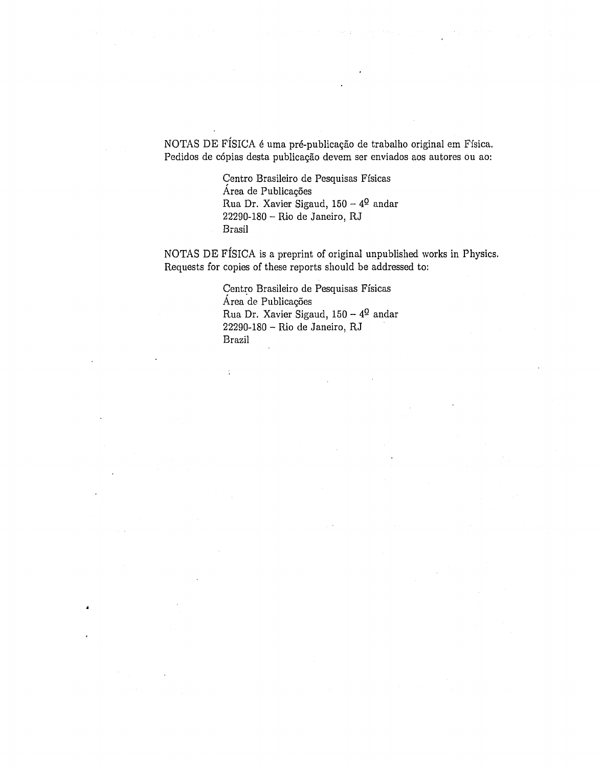NOTAS DE FÍSICA é uma pré-publicação de trabalho original em Física. Pedidos de cópias desta publicação devem ser enviados aos autores ou ao:

Centro Brasileiro de Pesquisas Físicas
Área de Publicações
Rua Dr. Xavier Sigaud, 150 – 4º andar
22290-180 – Rio de Janeiro, RJ
Brasil

NOTAS DE FÍSICA is a preprint of original unpublished works in Physics. Requests for copies of these reports should be addressed to:

Centro Brasileiro de Pesquisas Físicas
Área de Publicações
Rua Dr. Xavier Sigaud, 150 – 4º andar
22290-180 – Rio de Janeiro, RJ
Brazil